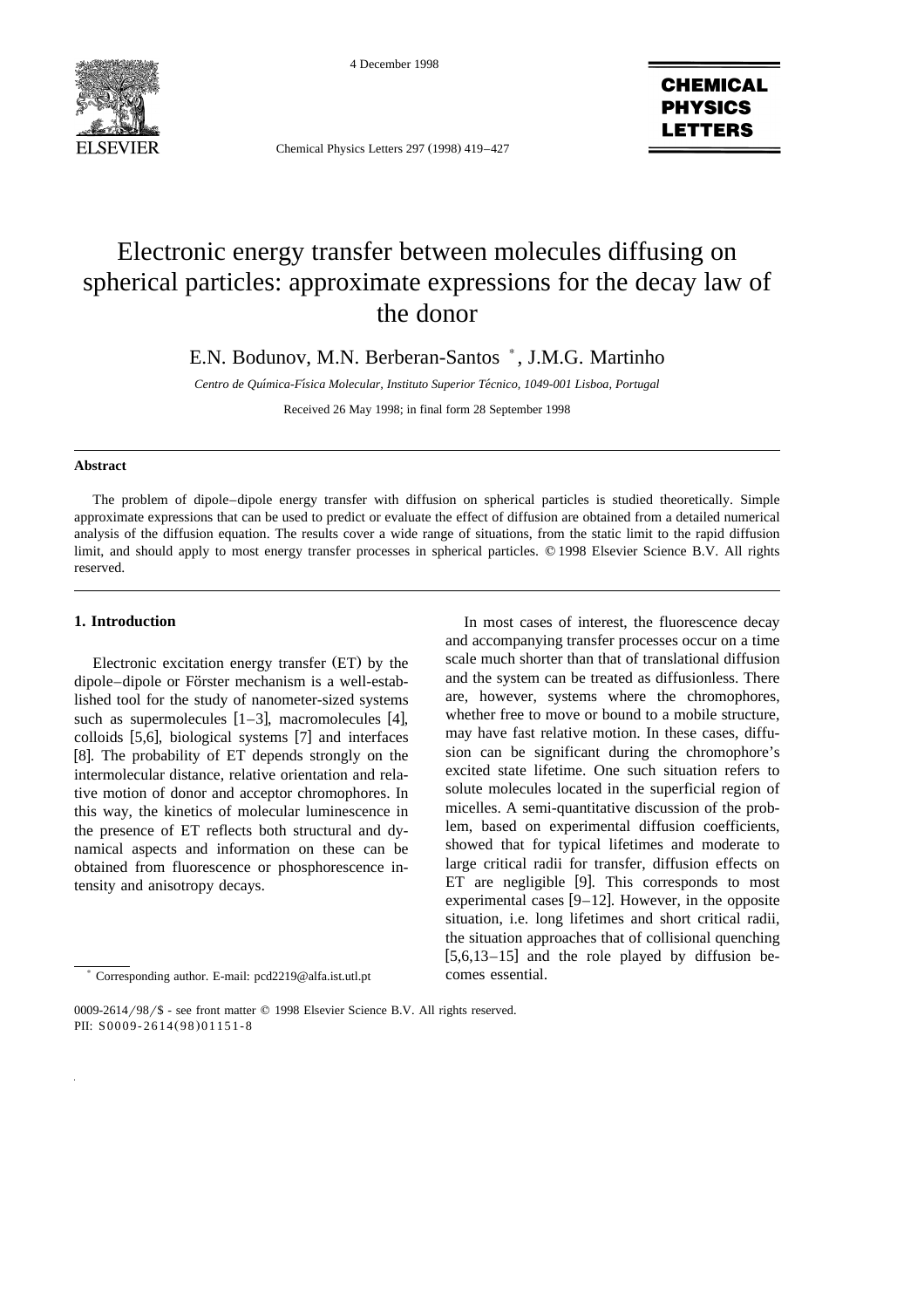# Electronic energy transfer between molecules diffusing on spherical particles: approximate expressions for the decay law of the donor

E.N. Bodunov, M.N. Berberan-Santos *, J.M.G. Martinho

*Centro de Química-Física Molecular, Instituto Superior Técnico, 1049-001 Lisboa, Portugal*

Received 26 May 1998; in final form 28 September 1998

## Abstract

The problem of dipole–dipole energy transfer with diffusion on spherical particles is studied theoretically. Simple approximate expressions that can be used to predict or evaluate the effect of diffusion are obtained from a detailed numerical analysis of the diffusion equation. The results cover a wide range of situations, from the static limit to the rapid diffusion limit, and should apply to most energy transfer processes in spherical particles. © 1998 Elsevier Science B.V. All rights reserved.

## 1. Introduction

Electronic excitation energy transfer (ET) by the dipole–dipole or Förster mechanism is a well-established tool for the study of nanometer-sized systems such as supermolecules [1–3], macromolecules [4], colloids [5,6], biological systems [7] and interfaces [8]. The probability of ET depends strongly on the intermolecular distance, relative orientation and relative motion of donor and acceptor chromophores. In this way, the kinetics of molecular luminescence in the presence of ET reflects both structural and dynamical aspects and information on these can be obtained from fluorescence or phosphorescence intensity and anisotropy decays.

In most cases of interest, the fluorescence decay and accompanying transfer processes occur on a time scale much shorter than that of translational diffusion and the system can be treated as diffusionless. There are, however, systems where the chromophores, whether free to move or bound to a mobile structure, may have fast relative motion. In these cases, diffusion can be significant during the chromophore's excited state lifetime. One such situation refers to solute molecules located in the superficial region of micelles. A semi-quantitative discussion of the problem, based on experimental diffusion coefficients, showed that for typical lifetimes and moderate to large critical radii for transfer, diffusion effects on ET are negligible [9]. This corresponds to most experimental cases [9–12]. However, in the opposite situation, i.e. long lifetimes and short critical radii, the situation approaches that of collisional quenching [5,6,13–15] and the role played by diffusion becomes essential.

* Corresponding author. E-mail: pcd2219@alfa.ist.utl.pt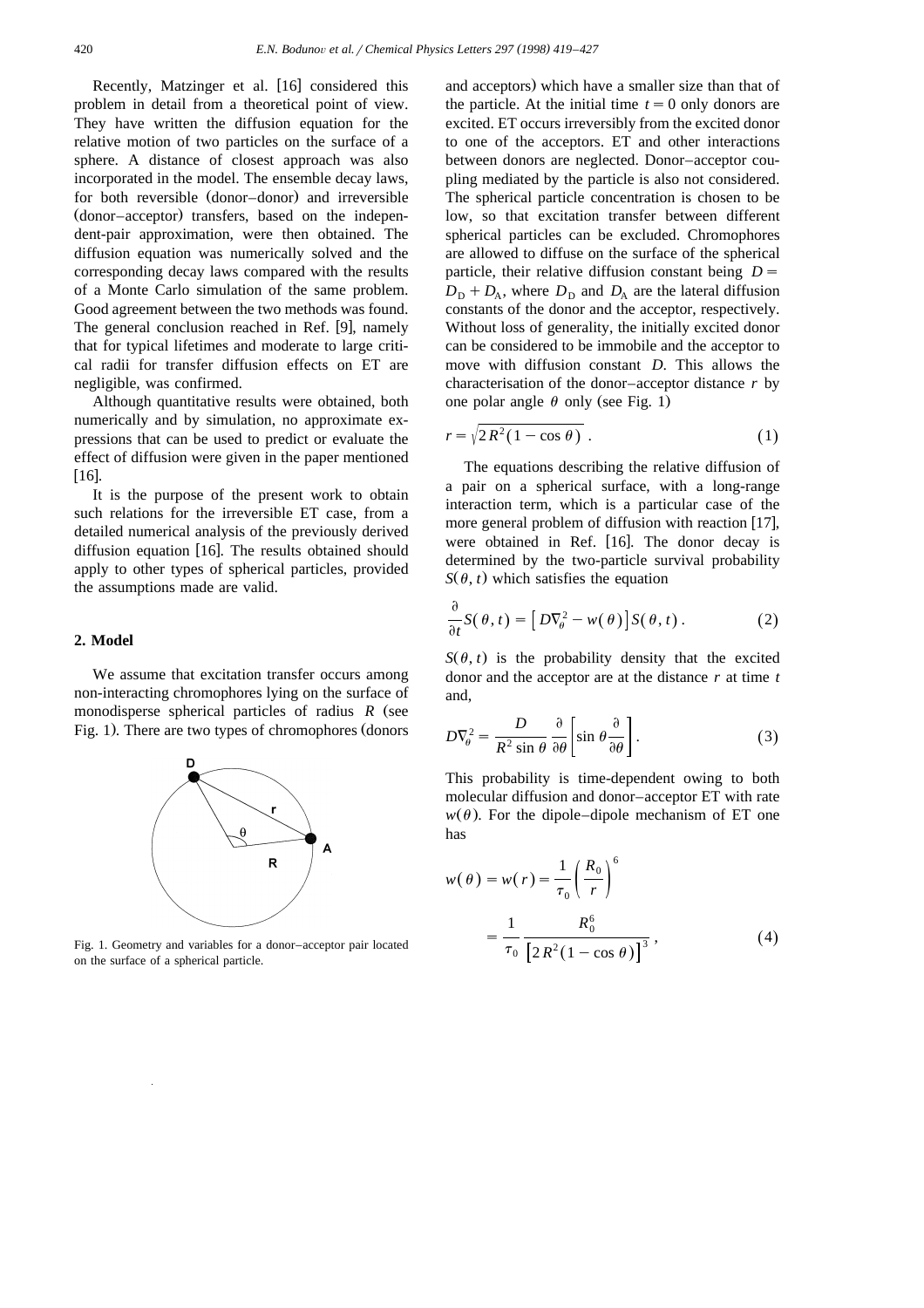Recently, Matzinger et al. [16] considered this problem in detail from a theoretical point of view. They have written the diffusion equation for the relative motion of two particles on the surface of a sphere. A distance of closest approach was also incorporated in the model. The ensemble decay laws, for both reversible (donor–donor) and irreversible (donor–acceptor) transfers, based on the independent-pair approximation, were then obtained. The diffusion equation was numerically solved and the corresponding decay laws compared with the results of a Monte Carlo simulation of the same problem. Good agreement between the two methods was found. The general conclusion reached in Ref. [9], namely that for typical lifetimes and moderate to large critical radii for transfer diffusion effects on ET are negligible, was confirmed.

Although quantitative results were obtained, both numerically and by simulation, no approximate expressions that can be used to predict or evaluate the effect of diffusion were given in the paper mentioned [16].

It is the purpose of the present work to obtain such relations for the irreversible ET case, from a detailed numerical analysis of the previously derived diffusion equation [16]. The results obtained should apply to other types of spherical particles, provided the assumptions made are valid.

## 2. Model

We assume that excitation transfer occurs among non-interacting chromophores lying on the surface of monodisperse spherical particles of radius $R$ (see Fig. 1). There are two types of chromophores (donors and acceptors) which have a smaller size than that of the particle. At the initial time $t = 0$ only donors are excited. ET occurs irreversibly from the excited donor to one of the acceptors. ET and other interactions between donors are neglected. Donor–acceptor coupling mediated by the particle is also not considered. The spherical particle concentration is chosen to be low, so that excitation transfer between different spherical particles can be excluded. Chromophores are allowed to diffuse on the surface of the spherical particle, their relative diffusion constant being $D = D_D + D_A$, where $D_D$ and $D_A$ are the lateral diffusion constants of the donor and the acceptor, respectively. Without loss of generality, the initially excited donor can be considered to be immobile and the acceptor to move with diffusion constant $D$. This allows the characterisation of the donor–acceptor distance $r$ by one polar angle $\theta$ only (see Fig. 1)

$$r = \sqrt{2R^2(1 - \cos\theta)}\ . \tag{1}$$

Fig. 1. Geometry and variables for a donor–acceptor pair located on the surface of a spherical particle.

The equations describing the relative diffusion of a pair on a spherical surface, with a long-range interaction term, which is a particular case of the more general problem of diffusion with reaction [17], were obtained in Ref. [16]. The donor decay is determined by the two-particle survival probability $S(\theta, t)$ which satisfies the equation

$$\frac{\partial}{\partial t} S(\theta, t) = \left[ D\nabla_\theta^2 - w(\theta) \right] S(\theta, t)\, . \tag{2}$$

$S(\theta, t)$ is the probability density that the excited donor and the acceptor are at the distance $r$ at time $t$ and,

$$D\nabla_\theta^2 = \frac{D}{R^2 \sin\theta} \frac{\partial}{\partial\theta} \left[ \sin\theta \frac{\partial}{\partial\theta} \right]. \tag{3}$$

This probability is time-dependent owing to both molecular diffusion and donor–acceptor ET with rate $w(\theta)$. For the dipole–dipole mechanism of ET one has

$$w(\theta) = w(r) = \frac{1}{\tau_0} \left( \frac{R_0}{r} \right)^6 = \frac{1}{\tau_0} \frac{R_0^6}{\left[ 2R^2(1 - \cos\theta) \right]^3}\, , \tag{4}$$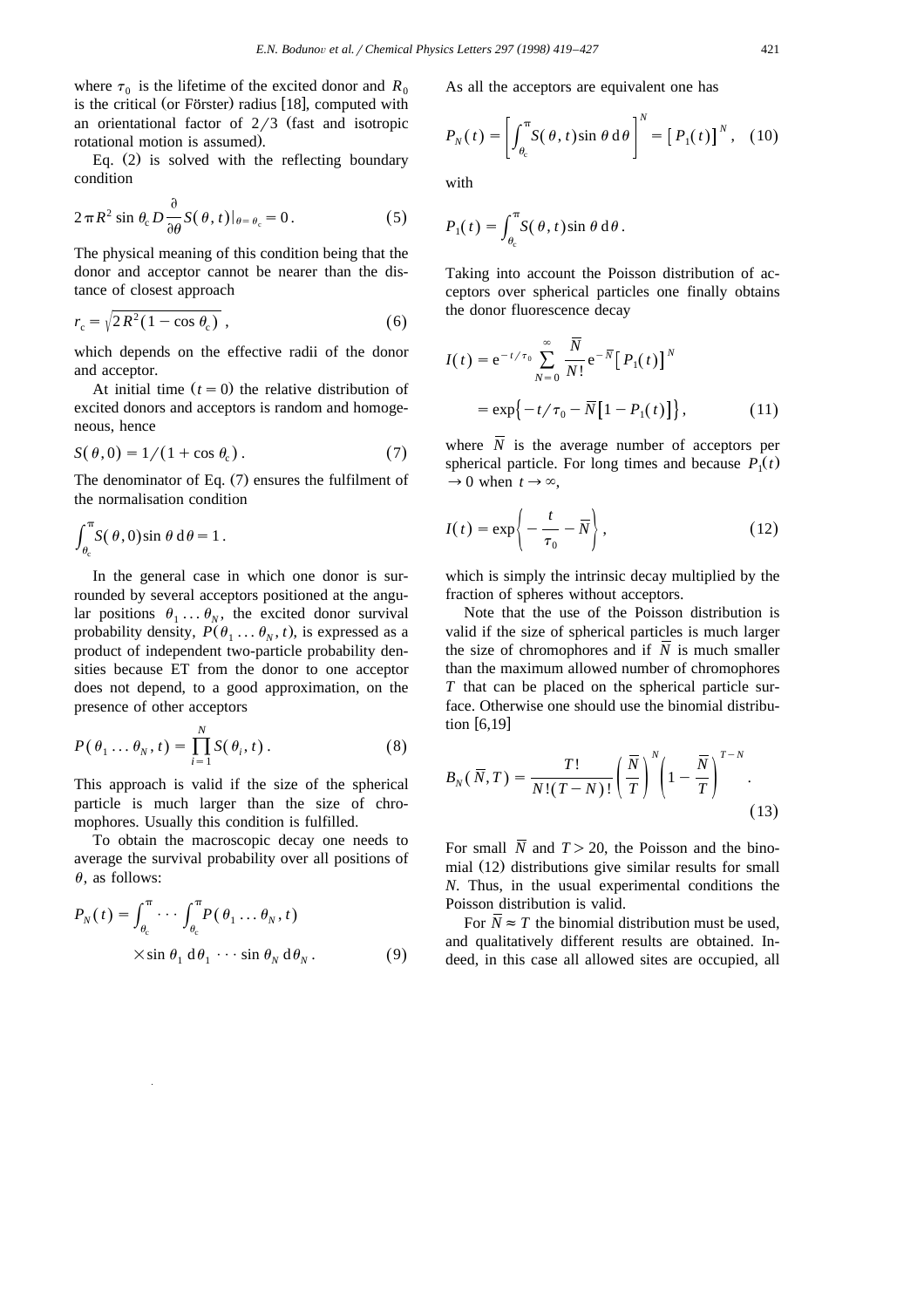where $\tau_0$ is the lifetime of the excited donor and $R_0$ is the critical (or Förster) radius [18], computed with an orientational factor of 2/3 (fast and isotropic rotational motion is assumed).

Eq. (2) is solved with the reflecting boundary condition

$$2\pi R^2 \sin\theta_c D \frac{\partial}{\partial\theta} S(\theta,t)|_{\theta=\theta_c} = 0. \quad (5)$$

The physical meaning of this condition being that the donor and acceptor cannot be nearer than the distance of closest approach

$$r_c = \sqrt{2R^2(1-\cos\theta_c)}, \quad (6)$$

which depends on the effective radii of the donor and acceptor.

At initial time ($t=0$) the relative distribution of excited donors and acceptors is random and homogeneous, hence

$$S(\theta,0) = 1/(1+\cos\theta_c). \quad (7)$$

The denominator of Eq. (7) ensures the fulfilment of the normalisation condition

$$\int_{\theta_c}^{\pi} S(\theta,0)\sin\theta\, d\theta = 1.$$

In the general case in which one donor is surrounded by several acceptors positioned at the angular positions $\theta_1 \ldots \theta_N$, the excited donor survival probability density, $P(\theta_1 \ldots \theta_N, t)$, is expressed as a product of independent two-particle probability densities because ET from the donor to one acceptor does not depend, to a good approximation, on the presence of other acceptors

$$P(\theta_1 \ldots \theta_N, t) = \prod_{i=1}^{N} S(\theta_i, t). \quad (8)$$

This approach is valid if the size of the spherical particle is much larger than the size of chromophores. Usually this condition is fulfilled.

To obtain the macroscopic decay one needs to average the survival probability over all positions of $\theta$, as follows:

$$P_N(t) = \int_{\theta_c}^{\pi} \cdots \int_{\theta_c}^{\pi} P(\theta_1 \ldots \theta_N, t) \times \sin\theta_1\, d\theta_1 \cdots \sin\theta_N\, d\theta_N. \quad (9)$$

As all the acceptors are equivalent one has

$$P_N(t) = \left[\int_{\theta_c}^{\pi} S(\theta,t)\sin\theta\, d\theta\right]^N = [P_1(t)]^N, \quad (10)$$

with

$$P_1(t) = \int_{\theta_c}^{\pi} S(\theta,t)\sin\theta\, d\theta.$$

Taking into account the Poisson distribution of acceptors over spherical particles one finally obtains the donor fluorescence decay

$$I(t) = e^{-t/\tau_0} \sum_{N=0}^{\infty} \frac{\overline{N}}{N!} e^{-\overline{N}} [P_1(t)]^N = \exp\{-t/\tau_0 - \overline{N}[1-P_1(t)]\}, \quad (11)$$

where $\overline{N}$ is the average number of acceptors per spherical particle. For long times and because $P_1(t) \to 0$ when $t \to \infty$,

$$I(t) = \exp\left\{-\frac{t}{\tau_0} - \overline{N}\right\}, \quad (12)$$

which is simply the intrinsic decay multiplied by the fraction of spheres without acceptors.

Note that the use of the Poisson distribution is valid if the size of spherical particles is much larger the size of chromophores and if $\overline{N}$ is much smaller than the maximum allowed number of chromophores $T$ that can be placed on the spherical particle surface. Otherwise one should use the binomial distribution [6,19]

$$B_N(\overline{N},T) = \frac{T!}{N!(T-N)!}\left(\frac{\overline{N}}{T}\right)^N \left(1-\frac{\overline{N}}{T}\right)^{T-N}. \quad (13)$$

For small $\overline{N}$ and $T > 20$, the Poisson and the binomial (12) distributions give similar results for small $N$. Thus, in the usual experimental conditions the Poisson distribution is valid.

For $\overline{N} \approx T$ the binomial distribution must be used, and qualitatively different results are obtained. Indeed, in this case all allowed sites are occupied, all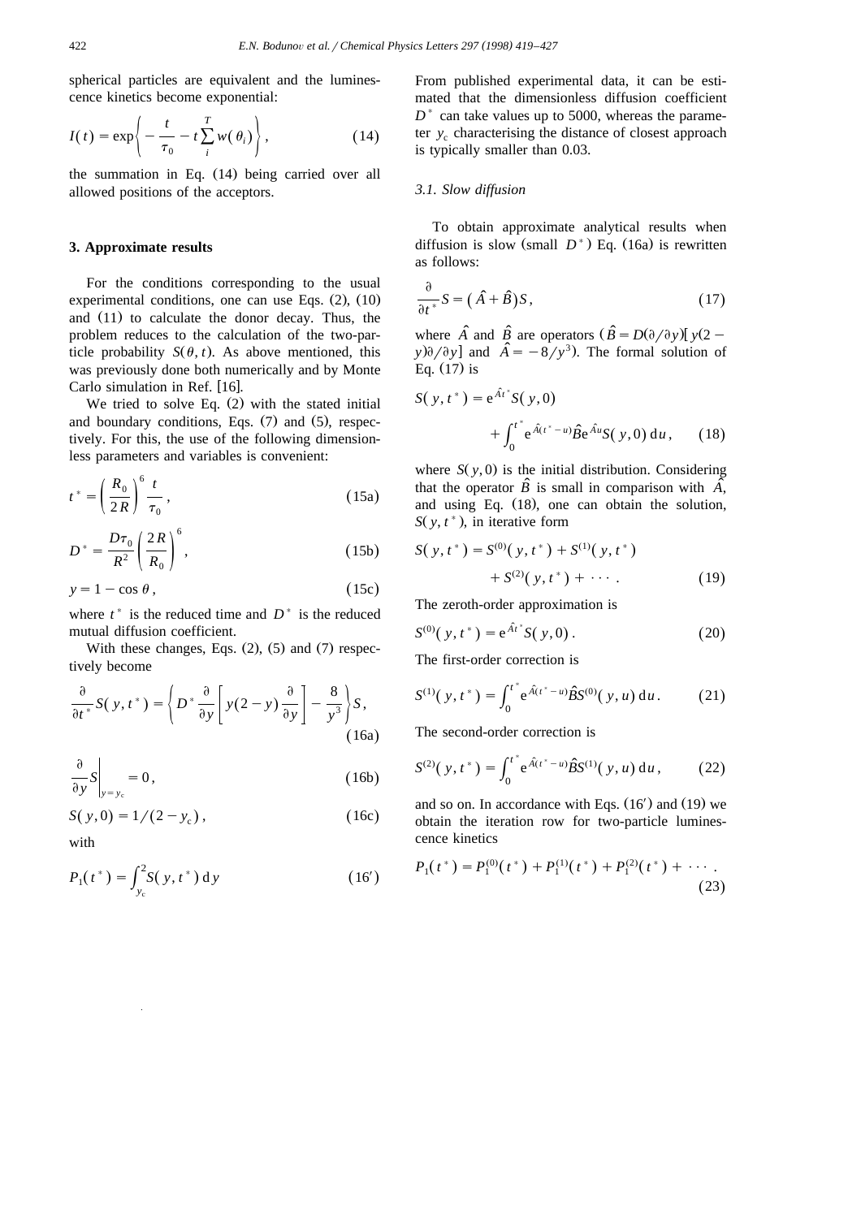spherical particles are equivalent and the luminescence kinetics become exponential:

$$I(t) = \exp\left\{ -\frac{t}{\tau_0} - t\sum_i^T w(\theta_i) \right\}, \tag{14}$$

the summation in Eq. (14) being carried over all allowed positions of the acceptors.

## 3. Approximate results

For the conditions corresponding to the usual experimental conditions, one can use Eqs. (2), (10) and (11) to calculate the donor decay. Thus, the problem reduces to the calculation of the two-particle probability $S(\theta, t)$. As above mentioned, this was previously done both numerically and by Monte Carlo simulation in Ref. [16].

We tried to solve Eq. (2) with the stated initial and boundary conditions, Eqs. (7) and (5), respectively. For this, the use of the following dimensionless parameters and variables is convenient:

$$t^* = \left(\frac{R_0}{2R}\right)^6 \frac{t}{\tau_0}, \tag{15a}$$

$$D^* = \frac{D\tau_0}{R^2}\left(\frac{2R}{R_0}\right)^6, \tag{15b}$$

$$y = 1 - \cos\theta, \tag{15c}$$

where $t^*$ is the reduced time and $D^*$ is the reduced mutual diffusion coefficient.

With these changes, Eqs. (2), (5) and (7) respectively become

$$\frac{\partial}{\partial t^*} S(y, t^*) = \left\{ D^* \frac{\partial}{\partial y}\left[ y(2-y)\frac{\partial}{\partial y} \right] - \frac{8}{y^3} \right\} S, \tag{16a}$$

$$\left.\frac{\partial}{\partial y} S\right|_{y=y_c} = 0, \tag{16b}$$

$$S(y, 0) = 1/(2 - y_c), \tag{16c}$$

with

$$P_1(t^*) = \int_{y_c}^2 S(y, t^*)\,\mathrm{d}y \tag{16'}$$

From published experimental data, it can be estimated that the dimensionless diffusion coefficient $D^*$ can take values up to 5000, whereas the parameter $y_c$ characterising the distance of closest approach is typically smaller than 0.03.

### 3.1. Slow diffusion

To obtain approximate analytical results when diffusion is slow (small $D^*$) Eq. (16a) is rewritten as follows:

$$\frac{\partial}{\partial t^*} S = (\hat{A} + \hat{B})S, \tag{17}$$

where $\hat{A}$ and $\hat{B}$ are operators ($\hat{B} = D(\partial/\partial y)[y(2-y)\partial/\partial y]$ and $\hat{A} = -8/y^3$). The formal solution of Eq. (17) is

$$S(y, t^*) = \mathrm{e}^{\hat{A}t^*} S(y, 0) + \int_0^{t^*} \mathrm{e}^{\hat{A}(t^* - u)} \hat{B} \mathrm{e}^{\hat{A}u} S(y, 0)\,\mathrm{d}u, \tag{18}$$

where $S(y, 0)$ is the initial distribution. Considering that the operator $\hat{B}$ is small in comparison with $\hat{A}$, and using Eq. (18), one can obtain the solution, $S(y, t^*)$, in iterative form

$$S(y, t^*) = S^{(0)}(y, t^*) + S^{(1)}(y, t^*) + S^{(2)}(y, t^*) + \cdots. \tag{19}$$

The zeroth-order approximation is

$$S^{(0)}(y, t^*) = \mathrm{e}^{\hat{A}t^*} S(y, 0). \tag{20}$$

The first-order correction is

$$S^{(1)}(y, t^*) = \int_0^{t^*} \mathrm{e}^{\hat{A}(t^* - u)} \hat{B} S^{(0)}(y, u)\,\mathrm{d}u. \tag{21}$$

The second-order correction is

$$S^{(2)}(y, t^*) = \int_0^{t^*} \mathrm{e}^{\hat{A}(t^* - u)} \hat{B} S^{(1)}(y, u)\,\mathrm{d}u, \tag{22}$$

and so on. In accordance with Eqs. (16′) and (19) we obtain the iteration row for two-particle luminescence kinetics

$$P_1(t^*) = P_1^{(0)}(t^*) + P_1^{(1)}(t^*) + P_1^{(2)}(t^*) + \cdots. \tag{23}$$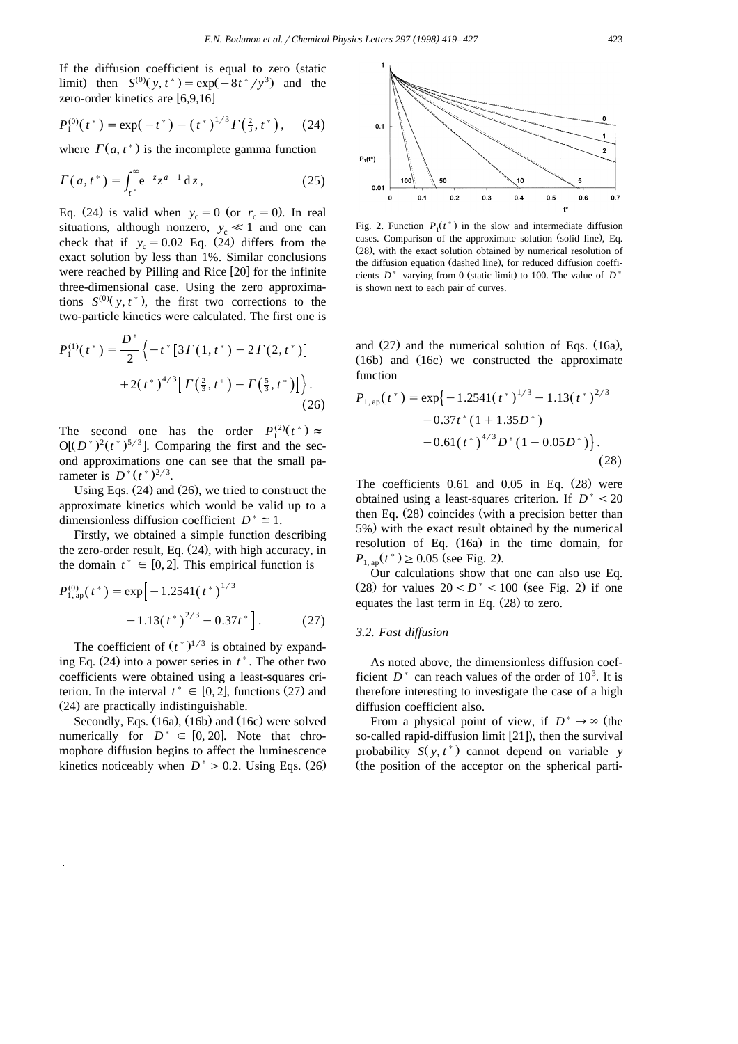If the diffusion coefficient is equal to zero (static limit) then $S^{(0)}(y,t^*) = \exp(-8t^*/y^3)$ and the zero-order kinetics are [6,9,16]

$$P_1^{(0)}(t^*) = \exp(-t^*) - (t^*)^{1/3}\Gamma\left(\tfrac{2}{3}, t^*\right), \quad (24)$$

where $\Gamma(a,t^*)$ is the incomplete gamma function

$$\Gamma(a,t^*) = \int_{t^*}^{\infty} e^{-z} z^{a-1}\,dz, \quad (25)$$

Eq. (24) is valid when $y_c = 0$ (or $r_c = 0$). In real situations, although nonzero, $y_c \ll 1$ and one can check that if $y_c = 0.02$ Eq. (24) differs from the exact solution by less than 1%. Similar conclusions were reached by Pilling and Rice [20] for the infinite three-dimensional case. Using the zero approximations $S^{(0)}(y,t^*)$, the first two corrections to the two-particle kinetics were calculated. The first one is

$$P_1^{(1)}(t^*) = \frac{D^*}{2}\Big\{-t^*\left[3\Gamma(1,t^*) - 2\Gamma(2,t^*)\right] + 2(t^*)^{4/3}\left[\Gamma\left(\tfrac{2}{3},t^*\right) - \Gamma\left(\tfrac{5}{3},t^*\right)\right]\Big\}. \quad (26)$$

The second one has the order $P_1^{(2)}(t^*) \approx O[(D^*)^2(t^*)^{5/3}]$. Comparing the first and the second approximations one can see that the small parameter is $D^*(t^*)^{2/3}$.

Using Eqs. (24) and (26), we tried to construct the approximate kinetics which would be valid up to a dimensionless diffusion coefficient $D^* \cong 1$.

Firstly, we obtained a simple function describing the zero-order result, Eq. (24), with high accuracy, in the domain $t^* \in [0,2]$. This empirical function is

$$P_{1,\text{ap}}^{(0)}(t^*) = \exp\left[-1.2541(t^*)^{1/3} - 1.13(t^*)^{2/3} - 0.37t^*\right]. \quad (27)$$

The coefficient of $(t^*)^{1/3}$ is obtained by expanding Eq. (24) into a power series in $t^*$. The other two coefficients were obtained using a least-squares criterion. In the interval $t^* \in [0,2]$, functions (27) and (24) are practically indistinguishable.

Secondly, Eqs. (16a), (16b) and (16c) were solved numerically for $D^* \in [0,20]$. Note that chromophore diffusion begins to affect the luminescence kinetics noticeably when $D^* \geq 0.2$. Using Eqs. (26) and (27) and the numerical solution of Eqs. (16a), (16b) and (16c) we constructed the approximate function

$$P_{1,\text{ap}}(t^*) = \exp\big\{-1.2541(t^*)^{1/3} - 1.13(t^*)^{2/3} - 0.37t^*(1 + 1.35D^*) - 0.61(t^*)^{4/3}D^*(1 - 0.05D^*)\big\}. \quad (28)$$

The coefficients 0.61 and 0.05 in Eq. (28) were obtained using a least-squares criterion. If $D^* \leq 20$ then Eq. (28) coincides (with a precision better than 5%) with the exact result obtained by the numerical resolution of Eq. (16a) in the time domain, for $P_{1,\text{ap}}(t^*) \geq 0.05$ (see Fig. 2).

Our calculations show that one can also use Eq. (28) for values $20 \leq D^* \leq 100$ (see Fig. 2) if one equates the last term in Eq. (28) to zero.

Fig. 2. Function $P_1(t^*)$ in the slow and intermediate diffusion cases. Comparison of the approximate solution (solid line), Eq. (28), with the exact solution obtained by numerical resolution of the diffusion equation (dashed line), for reduced diffusion coefficients $D^*$ varying from 0 (static limit) to 100. The value of $D^*$ is shown next to each pair of curves.

### 3.2. Fast diffusion

As noted above, the dimensionless diffusion coefficient $D^*$ can reach values of the order of $10^3$. It is therefore interesting to investigate the case of a high diffusion coefficient also.

From a physical point of view, if $D^* \to \infty$ (the so-called rapid-diffusion limit [21]), then the survival probability $S(y,t^*)$ cannot depend on variable $y$ (the position of the acceptor on the spherical parti-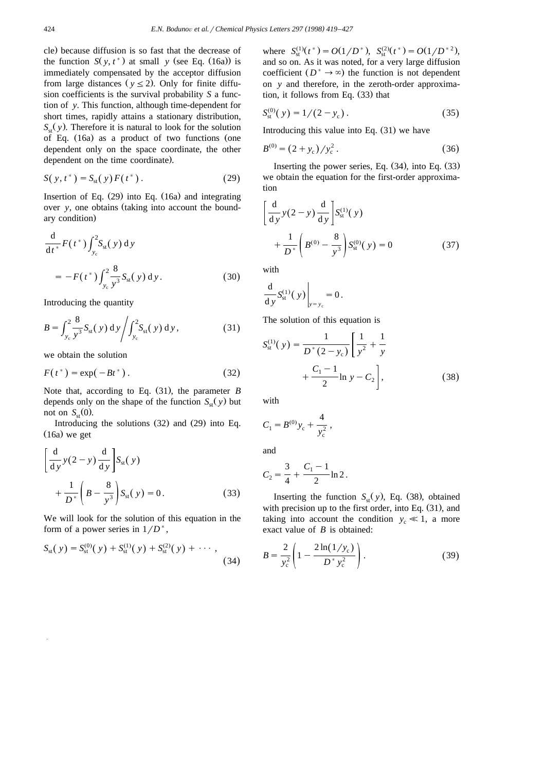cle) because diffusion is so fast that the decrease of the function $S(y, t^*)$ at small $y$ (see Eq. (16a)) is immediately compensated by the acceptor diffusion from large distances ($y \leq 2$). Only for finite diffusion coefficients is the survival probability $S$ a function of $y$. This function, although time-dependent for short times, rapidly attains a stationary distribution, $S_{st}(y)$. Therefore it is natural to look for the solution of Eq. (16a) as a product of two functions (one dependent only on the space coordinate, the other dependent on the time coordinate).

$$S(y, t^*) = S_{st}(y) F(t^*) . \tag{29}$$

Insertion of Eq. (29) into Eq. (16a) and integrating over $y$, one obtains (taking into account the boundary condition)

$$\frac{d}{dt^*} F(t^*) \int_{y_c}^{2} S_{st}(y)\,dy = -F(t^*) \int_{y_c}^{2} \frac{8}{y^3} S_{st}(y)\,dy . \tag{30}$$

Introducing the quantity

$$B = \int_{y_c}^{2} \frac{8}{y^3} S_{st}(y)\,dy \bigg/ \int_{y_c}^{2} S_{st}(y)\,dy , \tag{31}$$

we obtain the solution

$$F(t^*) = \exp(-Bt^*) . \tag{32}$$

Note that, according to Eq. (31), the parameter $B$ depends only on the shape of the function $S_{st}(y)$ but not on $S_{st}(0)$.

Introducing the solutions (32) and (29) into Eq. (16a) we get

$$\left[ \frac{d}{dy} y(2-y) \frac{d}{dy} \right] S_{st}(y) + \frac{1}{D^*} \left( B - \frac{8}{y^3} \right) S_{st}(y) = 0 . \tag{33}$$

We will look for the solution of this equation in the form of a power series in $1/D^*$,

$$S_{st}(y) = S_{st}^{(0)}(y) + S_{st}^{(1)}(y) + S_{st}^{(2)}(y) + \cdots , \tag{34}$$

where $S_{st}^{(1)}(t^*) = O(1/D^*)$, $S_{st}^{(2)}(t^*) = O(1/D^{*2})$, and so on. As it was noted, for a very large diffusion coefficient ($D^* \to \infty$) the function is not dependent on $y$ and therefore, in the zeroth-order approximation, it follows from Eq. (33) that

$$S_{st}^{(0)}(y) = 1/(2 - y_c) . \tag{35}$$

Introducing this value into Eq. (31) we have

$$B^{(0)} = (2 + y_c)/y_c^2 . \tag{36}$$

Inserting the power series, Eq. (34), into Eq. (33) we obtain the equation for the first-order approximation

$$\left[ \frac{d}{dy} y(2-y) \frac{d}{dy} \right] S_{st}^{(1)}(y) + \frac{1}{D^*} \left( B^{(0)} - \frac{8}{y^3} \right) S_{st}^{(0)}(y) = 0 \tag{37}$$

with

$$\left. \frac{d}{dy} S_{st}^{(1)}(y) \right|_{y=y_c} = 0 .$$

The solution of this equation is

$$S_{st}^{(1)}(y) = \frac{1}{D^*(2-y_c)} \left[ \frac{1}{y^2} + \frac{1}{y} + \frac{C_1 - 1}{2} \ln y - C_2 \right], \tag{38}$$

with

$$C_1 = B^{(0)} y_c + \frac{4}{y_c^2} ,$$

and

$$C_2 = \frac{3}{4} + \frac{C_1 - 1}{2} \ln 2 .$$

Inserting the function $S_{st}(y)$, Eq. (38), obtained with precision up to the first order, into Eq. (31), and taking into account the condition $y_c \ll 1$, a more exact value of $B$ is obtained:

$$B = \frac{2}{y_c^2} \left( 1 - \frac{2 \ln(1/y_c)}{D^* y_c^2} \right) . \tag{39}$$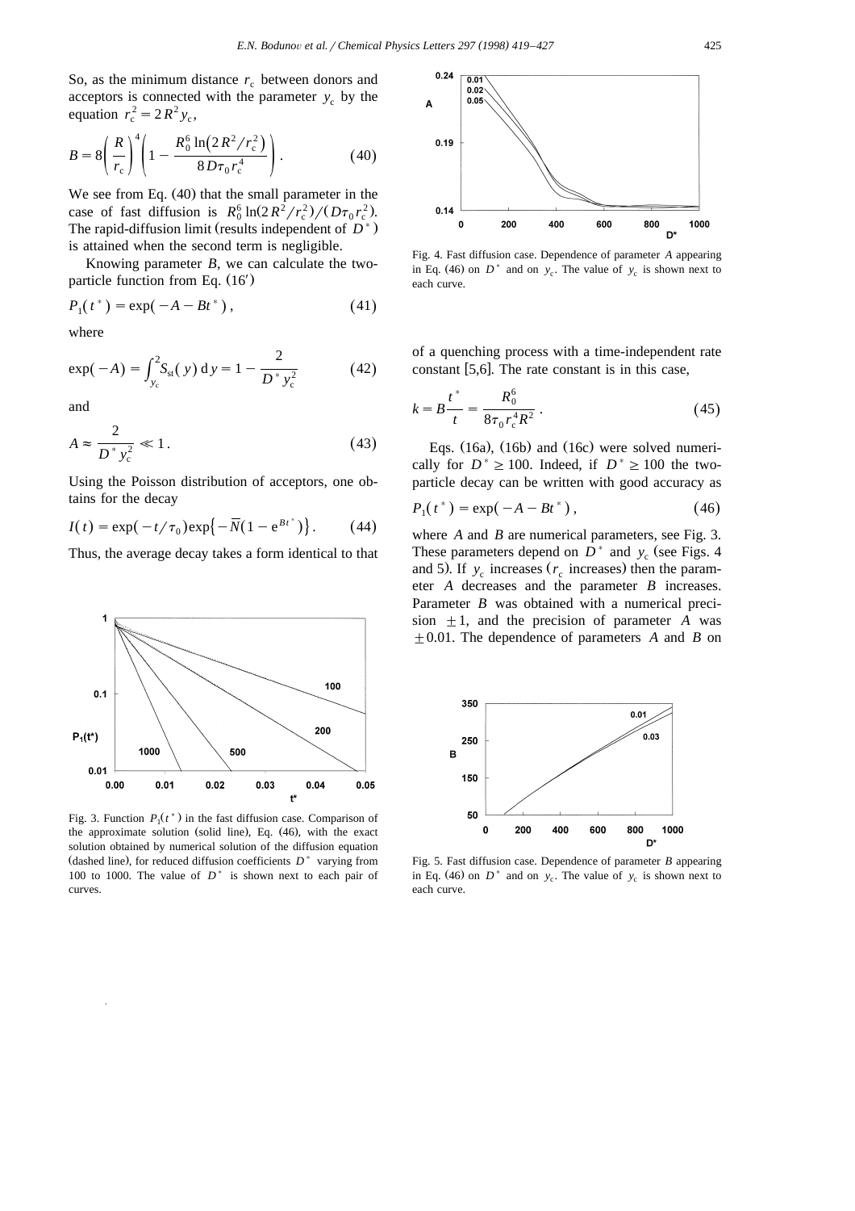So, as the minimum distance $r_c$ between donors and acceptors is connected with the parameter $y_c$ by the equation $r_c^2 = 2R^2 y_c$,

$$B = 8\left(\frac{R}{r_c}\right)^4 \left(1 - \frac{R_0^6 \ln(2R^2/r_c^2)}{8D\tau_0 r_c^4}\right). \tag{40}$$

We see from Eq. (40) that the small parameter in the case of fast diffusion is $R_0^6 \ln(2R^2/r_c^2)/(D\tau_0 r_c^2)$. The rapid-diffusion limit (results independent of $D^*$) is attained when the second term is negligible.

Knowing parameter $B$, we can calculate the two-particle function from Eq. (16′)

$$P_1(t^*) = \exp(-A - Bt^*), \tag{41}$$

where

$$\exp(-A) = \int_{y_c}^{2} S_{st}(y)\,dy = 1 - \frac{2}{D^* y_c^2} \tag{42}$$

and

$$A \approx \frac{2}{D^* y_c^2} \ll 1. \tag{43}$$

Using the Poisson distribution of acceptors, one obtains for the decay

$$I(t) = \exp(-t/\tau_0)\exp\{-\overline{N}(1 - e^{Bt^*})\}. \tag{44}$$

Thus, the average decay takes a form identical to that of a quenching process with a time-independent rate constant [5,6]. The rate constant is in this case,

$$k = B\frac{t^*}{t} = \frac{R_0^6}{8\tau_0 r_c^4 R^2}. \tag{45}$$

Fig. 3. Function $P_1(t^*)$ in the fast diffusion case. Comparison of the approximate solution (solid line), Eq. (46), with the exact solution obtained by numerical solution of the diffusion equation (dashed line), for reduced diffusion coefficients $D^*$ varying from 100 to 1000. The value of $D^*$ is shown next to each pair of curves.

Fig. 4. Fast diffusion case. Dependence of parameter $A$ appearing in Eq. (46) on $D^*$ and on $y_c$. The value of $y_c$ is shown next to each curve.

Eqs. (16a), (16b) and (16c) were solved numerically for $D^* \geq 100$. Indeed, if $D^* \geq 100$ the two-particle decay can be written with good accuracy as

$$P_1(t^*) = \exp(-A - Bt^*), \tag{46}$$

where $A$ and $B$ are numerical parameters, see Fig. 3. These parameters depend on $D^*$ and $y_c$ (see Figs. 4 and 5). If $y_c$ increases ($r_c$ increases) then the parameter $A$ decreases and the parameter $B$ increases. Parameter $B$ was obtained with a numerical precision $\pm 1$, and the precision of parameter $A$ was $\pm 0.01$. The dependence of parameters $A$ and $B$ on

Fig. 5. Fast diffusion case. Dependence of parameter $B$ appearing in Eq. (46) on $D^*$ and on $y_c$. The value of $y_c$ is shown next to each curve.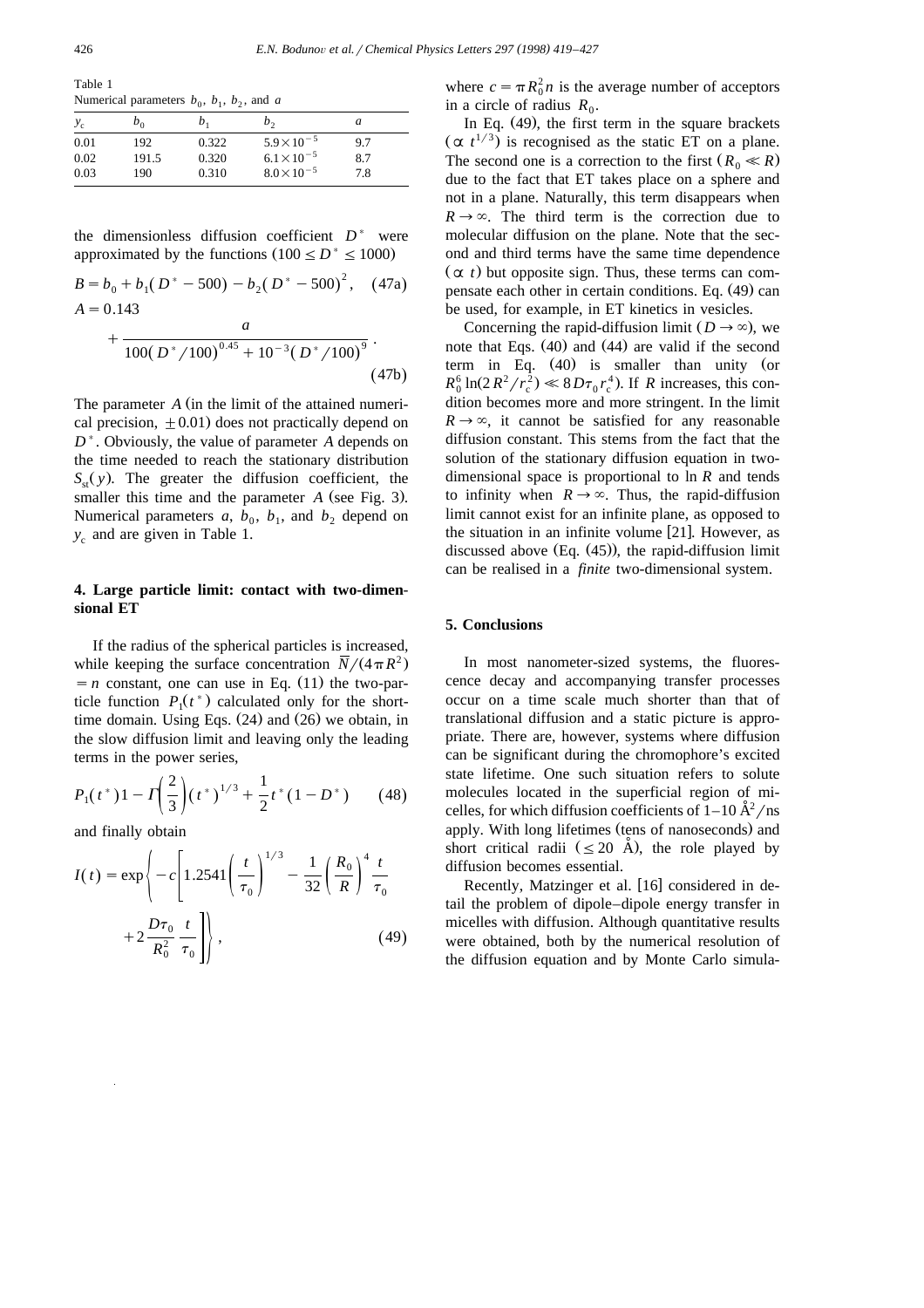Table 1
Numerical parameters $b_0$, $b_1$, $b_2$, and $a$

| $y_c$ | $b_0$ | $b_1$ | $b_2$ | $a$ |
|---|---|---|---|---|
| 0.01 | 192 | 0.322 | $5.9\times10^{-5}$ | 9.7 |
| 0.02 | 191.5 | 0.320 | $6.1\times10^{-5}$ | 8.7 |
| 0.03 | 190 | 0.310 | $8.0\times10^{-5}$ | 7.8 |

the dimensionless diffusion coefficient $D^*$ were approximated by the functions ($100 \le D^* \le 1000$)

$$B = b_0 + b_1(D^* - 500) - b_2(D^* - 500)^2, \quad (47a)$$

$$A = 0.143 + \frac{a}{100(D^*/100)^{0.45} + 10^{-3}(D^*/100)^9}. \quad (47b)$$

The parameter $A$ (in the limit of the attained numerical precision, $\pm 0.01$) does not practically depend on $D^*$. Obviously, the value of parameter $A$ depends on the time needed to reach the stationary distribution $S_{st}(y)$. The greater the diffusion coefficient, the smaller this time and the parameter $A$ (see Fig. 3). Numerical parameters $a$, $b_0$, $b_1$, and $b_2$ depend on $y_c$ and are given in Table 1.

## 4. Large particle limit: contact with two-dimensional ET

If the radius of the spherical particles is increased, while keeping the surface concentration $\overline{N}/(4\pi R^2) = n$ constant, one can use in Eq. (11) the two-particle function $P_1(t^*)$ calculated only for the short-time domain. Using Eqs. (24) and (26) we obtain, in the slow diffusion limit and leaving only the leading terms in the power series,

$$P_1(t^*) 1 - \Gamma\left(\frac{2}{3}\right)(t^*)^{1/3} + \frac{1}{2}t^*(1 - D^*) \quad (48)$$

and finally obtain

$$I(t) = \exp\left\{ -c\left[ 1.2541\left(\frac{t}{\tau_0}\right)^{1/3} - \frac{1}{32}\left(\frac{R_0}{R}\right)^4 \frac{t}{\tau_0} + 2\frac{D\tau_0}{R_0^2}\frac{t}{\tau_0} \right] \right\}, \quad (49)$$

where $c = \pi R_0^2 n$ is the average number of acceptors in a circle of radius $R_0$.

In Eq. (49), the first term in the square brackets ($\propto t^{1/3}$) is recognised as the static ET on a plane. The second one is a correction to the first ($R_0 \ll R$) due to the fact that ET takes place on a sphere and not in a plane. Naturally, this term disappears when $R \to \infty$. The third term is the correction due to molecular diffusion on the plane. Note that the second and third terms have the same time dependence ($\propto t$) but opposite sign. Thus, these terms can compensate each other in certain conditions. Eq. (49) can be used, for example, in ET kinetics in vesicles.

Concerning the rapid-diffusion limit ($D \to \infty$), we note that Eqs. (40) and (44) are valid if the second term in Eq. (40) is smaller than unity (or $R_0^6 \ln(2R^2/r_c^2) \ll 8D\tau_0 r_c^4$). If $R$ increases, this condition becomes more and more stringent. In the limit $R \to \infty$, it cannot be satisfied for any reasonable diffusion constant. This stems from the fact that the solution of the stationary diffusion equation in two-dimensional space is proportional to $\ln R$ and tends to infinity when $R \to \infty$. Thus, the rapid-diffusion limit cannot exist for an infinite plane, as opposed to the situation in an infinite volume [21]. However, as discussed above (Eq. (45)), the rapid-diffusion limit can be realised in a *finite* two-dimensional system.

## 5. Conclusions

In most nanometer-sized systems, the fluorescence decay and accompanying transfer processes occur on a time scale much shorter than that of translational diffusion and a static picture is appropriate. There are, however, systems where diffusion can be significant during the chromophore's excited state lifetime. One such situation refers to solute molecules located in the superficial region of micelles, for which diffusion coefficients of 1–10 Å$^2$/ns apply. With long lifetimes (tens of nanoseconds) and short critical radii ($\le 20$ Å), the role played by diffusion becomes essential.

Recently, Matzinger et al. [16] considered in detail the problem of dipole–dipole energy transfer in micelles with diffusion. Although quantitative results were obtained, both by the numerical resolution of the diffusion equation and by Monte Carlo simula-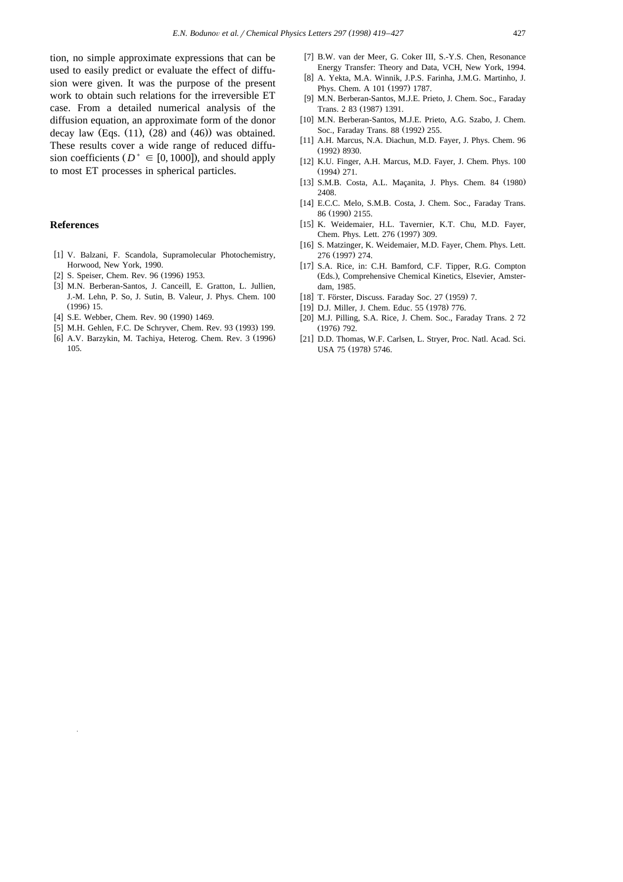tion, no simple approximate expressions that can be used to easily predict or evaluate the effect of diffusion were given. It was the purpose of the present work to obtain such relations for the irreversible ET case. From a detailed numerical analysis of the diffusion equation, an approximate form of the donor decay law (Eqs. (11), (28) and (46)) was obtained. These results cover a wide range of reduced diffusion coefficients ($D^* \in [0, 1000]$), and should apply to most ET processes in spherical particles.

## References

[1] V. Balzani, F. Scandola, Supramolecular Photochemistry, Horwood, New York, 1990.

[2] S. Speiser, Chem. Rev. 96 (1996) 1953.

[3] M.N. Berberan-Santos, J. Canceill, E. Gratton, L. Jullien, J.-M. Lehn, P. So, J. Sutin, B. Valeur, J. Phys. Chem. 100 (1996) 15.

[4] S.E. Webber, Chem. Rev. 90 (1990) 1469.

[5] M.H. Gehlen, F.C. De Schryver, Chem. Rev. 93 (1993) 199.

[6] A.V. Barzykin, M. Tachiya, Heterog. Chem. Rev. 3 (1996) 105.

[7] B.W. van der Meer, G. Coker III, S.-Y.S. Chen, Resonance Energy Transfer: Theory and Data, VCH, New York, 1994.

[8] A. Yekta, M.A. Winnik, J.P.S. Farinha, J.M.G. Martinho, J. Phys. Chem. A 101 (1997) 1787.

[9] M.N. Berberan-Santos, M.J.E. Prieto, J. Chem. Soc., Faraday Trans. 2 83 (1987) 1391.

[10] M.N. Berberan-Santos, M.J.E. Prieto, A.G. Szabo, J. Chem. Soc., Faraday Trans. 88 (1992) 255.

[11] A.H. Marcus, N.A. Diachun, M.D. Fayer, J. Phys. Chem. 96 (1992) 8930.

[12] K.U. Finger, A.H. Marcus, M.D. Fayer, J. Chem. Phys. 100 (1994) 271.

[13] S.M.B. Costa, A.L. Maçanita, J. Phys. Chem. 84 (1980) 2408.

[14] E.C.C. Melo, S.M.B. Costa, J. Chem. Soc., Faraday Trans. 86 (1990) 2155.

[15] K. Weidemaier, H.L. Tavernier, K.T. Chu, M.D. Fayer, Chem. Phys. Lett. 276 (1997) 309.

[16] S. Matzinger, K. Weidemaier, M.D. Fayer, Chem. Phys. Lett. 276 (1997) 274.

[17] S.A. Rice, in: C.H. Bamford, C.F. Tipper, R.G. Compton (Eds.), Comprehensive Chemical Kinetics, Elsevier, Amsterdam, 1985.

[18] T. Förster, Discuss. Faraday Soc. 27 (1959) 7.

[19] D.J. Miller, J. Chem. Educ. 55 (1978) 776.

[20] M.J. Pilling, S.A. Rice, J. Chem. Soc., Faraday Trans. 2 72 (1976) 792.

[21] D.D. Thomas, W.F. Carlsen, L. Stryer, Proc. Natl. Acad. Sci. USA 75 (1978) 5746.